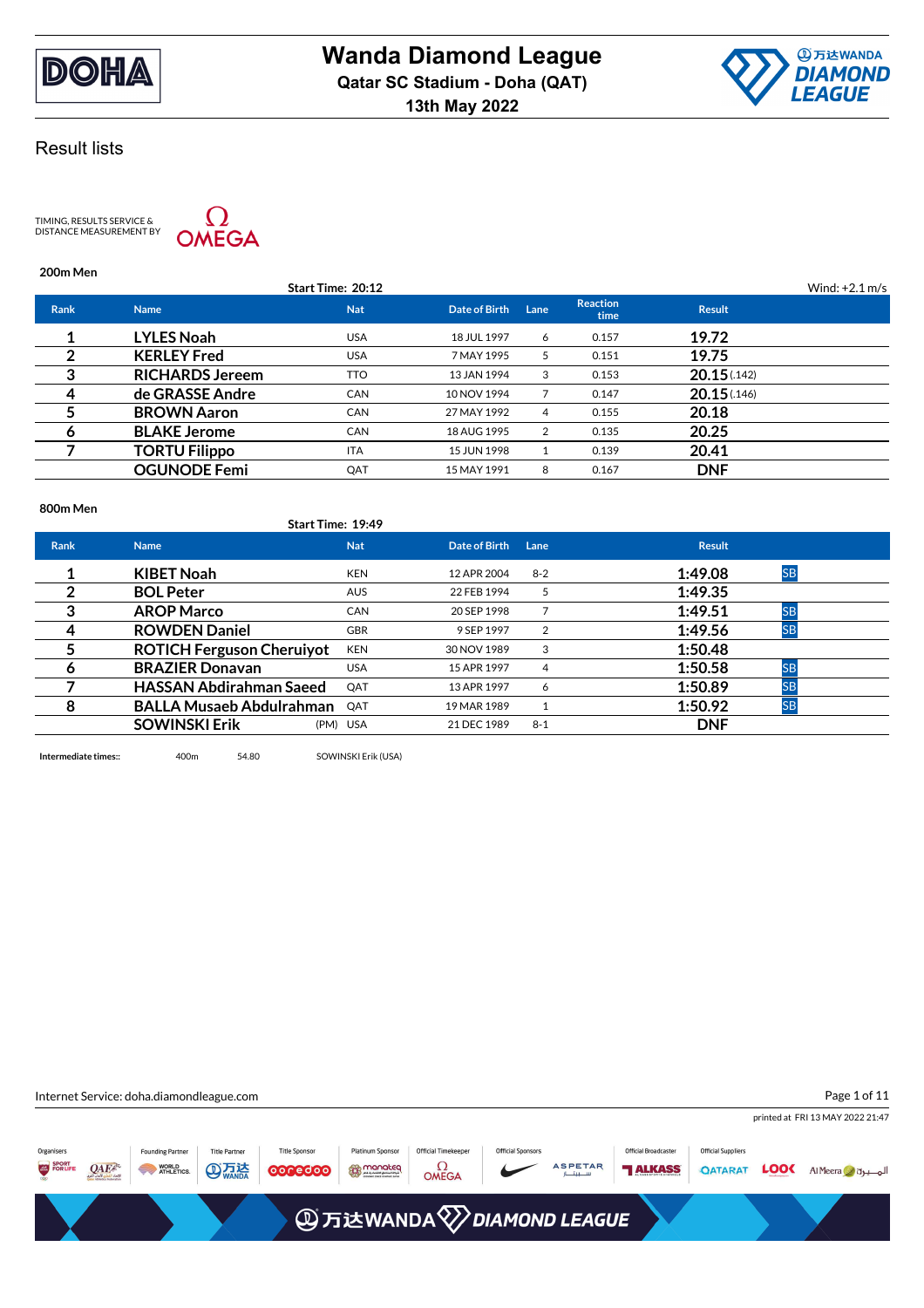# Wanda Diamond League

**Qatar SC Stadium - Doha (QAT)**

**13th May 2022**

## Result lists

TIMING, RESULTS SERVICE & DISTANCE MEASUREMENT BY OMEGA

### 200m Men

Start Time: 20:12

Wind: +2.1 m/s

| Rank | Name | Nat | Date of Birth | Lane | Reaction time | Result |
|---|---|---|---|---|---|---|
| 1 | LYLES Noah | USA | 18 JUL 1997 | 6 | 0.157 | 19.72 |
| 2 | KERLEY Fred | USA | 7 MAY 1995 | 5 | 0.151 | 19.75 |
| 3 | RICHARDS Jereem | TTO | 13 JAN 1994 | 3 | 0.153 | 20.15 (.142) |
| 4 | de GRASSE Andre | CAN | 10 NOV 1994 | 7 | 0.147 | 20.15 (.146) |
| 5 | BROWN Aaron | CAN | 27 MAY 1992 | 4 | 0.155 | 20.18 |
| 6 | BLAKE Jerome | CAN | 18 AUG 1995 | 2 | 0.135 | 20.25 |
| 7 | TORTU Filippo | ITA | 15 JUN 1998 | 1 | 0.139 | 20.41 |
| | OGUNODE Femi | QAT | 15 MAY 1991 | 8 | 0.167 | DNF |

### 800m Men

Start Time: 19:49

| Rank | Name | Nat | Date of Birth | Lane | Result | |
|---|---|---|---|---|---|---|
| 1 | KIBET Noah | KEN | 12 APR 2004 | 8-2 | 1:49.08 | SB |
| 2 | BOL Peter | AUS | 22 FEB 1994 | 5 | 1:49.35 | |
| 3 | AROP Marco | CAN | 20 SEP 1998 | 7 | 1:49.51 | SB |
| 4 | ROWDEN Daniel | GBR | 9 SEP 1997 | 2 | 1:49.56 | SB |
| 5 | ROTICH Ferguson Cheruiyot | KEN | 30 NOV 1989 | 3 | 1:50.48 | |
| 6 | BRAZIER Donavan | USA | 15 APR 1997 | 4 | 1:50.58 | SB |
| 7 | HASSAN Abdirahman Saeed | QAT | 13 APR 1997 | 6 | 1:50.89 | SB |
| 8 | BALLA Musaeb Abdulrahman | QAT | 19 MAR 1989 | 1 | 1:50.92 | SB |
| | SOWINSKI Erik (PM) | USA | 21 DEC 1989 | 8-1 | DNF | |

Intermediate times:: 400m 54.80 SOWINSKI Erik (USA)

Internet Service: doha.diamondleague.com

printed at FRI 13 MAY 2022 21:47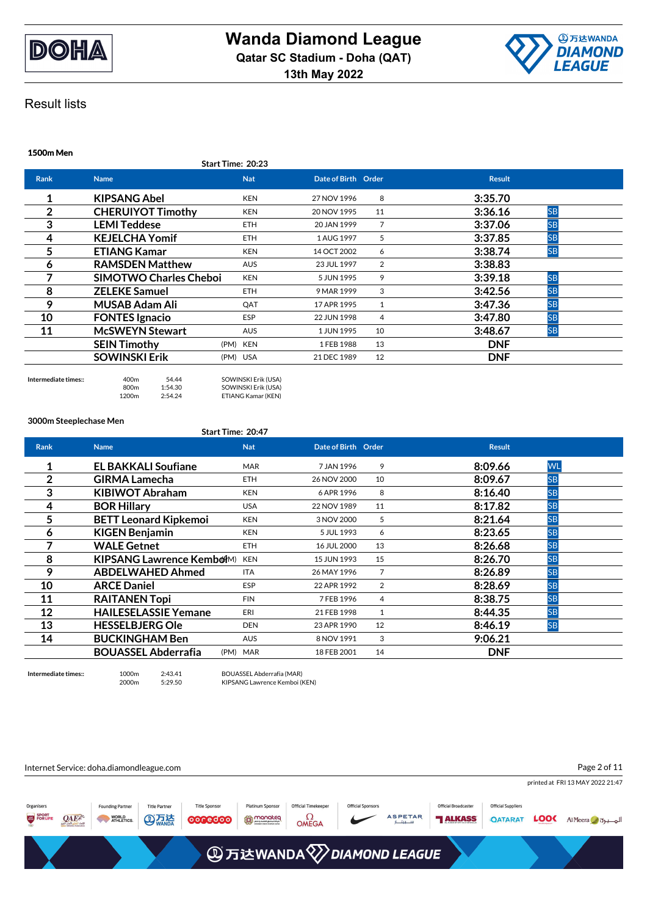# Wanda Diamond League

**Qatar SC Stadium - Doha (QAT)**

**13th May 2022**

## Result lists

### 1500m Men

Start Time: 20:23

| Rank | Name | | Nat | Date of Birth | Order | Result | |
|---|---|---|---|---|---|---|---|
| 1 | KIPSANG Abel | | KEN | 27 NOV 1996 | 8 | 3:35.70 | |
| 2 | CHERUIYOT Timothy | | KEN | 20 NOV 1995 | 11 | 3:36.16 | SB |
| 3 | LEMI Teddese | | ETH | 20 JAN 1999 | 7 | 3:37.06 | SB |
| 4 | KEJELCHA Yomif | | ETH | 1 AUG 1997 | 5 | 3:37.85 | SB |
| 5 | ETIANG Kamar | | KEN | 14 OCT 2002 | 6 | 3:38.74 | SB |
| 6 | RAMSDEN Matthew | | AUS | 23 JUL 1997 | 2 | 3:38.83 | |
| 7 | SIMOTWO Charles Cheboi | | KEN | 5 JUN 1995 | 9 | 3:39.18 | SB |
| 8 | ZELEKE Samuel | | ETH | 9 MAR 1999 | 3 | 3:42.56 | SB |
| 9 | MUSAB Adam Ali | | QAT | 17 APR 1995 | 1 | 3:47.36 | SB |
| 10 | FONTES Ignacio | | ESP | 22 JUN 1998 | 4 | 3:47.80 | SB |
| 11 | McSWEYN Stewart | | AUS | 1 JUN 1995 | 10 | 3:48.67 | SB |
| | SEIN Timothy | (PM) | KEN | 1 FEB 1988 | 13 | DNF | |
| | SOWINSKI Erik | (PM) | USA | 21 DEC 1989 | 12 | DNF | |

**Intermediate times::**

| | | |
|---|---|---|
| 400m | 54.44 | SOWINSKI Erik (USA) |
| 800m | 1:54.30 | SOWINSKI Erik (USA) |
| 1200m | 2:54.24 | ETIANG Kamar (KEN) |

### 3000m Steeplechase Men

Start Time: 20:47

| Rank | Name | | Nat | Date of Birth | Order | Result | |
|---|---|---|---|---|---|---|---|
| 1 | EL BAKKALI Soufiane | | MAR | 7 JAN 1996 | 9 | 8:09.66 | WL |
| 2 | GIRMA Lamecha | | ETH | 26 NOV 2000 | 10 | 8:09.67 | SB |
| 3 | KIBIWOT Abraham | | KEN | 6 APR 1996 | 8 | 8:16.40 | SB |
| 4 | BOR Hillary | | USA | 22 NOV 1989 | 11 | 8:17.82 | SB |
| 5 | BETT Leonard Kipkemoi | | KEN | 3 NOV 2000 | 5 | 8:21.64 | SB |
| 6 | KIGEN Benjamin | | KEN | 5 JUL 1993 | 6 | 8:23.65 | SB |
| 7 | WALE Getnet | | ETH | 16 JUL 2000 | 13 | 8:26.68 | SB |
| 8 | KIPSANG Lawrence Kemboi | (PM) | KEN | 15 JUN 1993 | 15 | 8:26.70 | SB |
| 9 | ABDELWAHED Ahmed | | ITA | 26 MAY 1996 | 7 | 8:26.89 | SB |
| 10 | ARCE Daniel | | ESP | 22 APR 1992 | 2 | 8:28.69 | SB |
| 11 | RAITANEN Topi | | FIN | 7 FEB 1996 | 4 | 8:38.75 | SB |
| 12 | HAILESELASSIE Yemane | | ERI | 21 FEB 1998 | 1 | 8:44.35 | SB |
| 13 | HESSELBJERG Ole | | DEN | 23 APR 1990 | 12 | 8:46.19 | SB |
| 14 | BUCKINGHAM Ben | | AUS | 8 NOV 1991 | 3 | 9:06.21 | |
| | BOUASSEL Abderrafia | (PM) | MAR | 18 FEB 2001 | 14 | DNF | |

**Intermediate times::**

| | | |
|---|---|---|
| 1000m | 2:43.41 | BOUASSEL Abderrafia (MAR) |
| 2000m | 5:29.50 | KIPSANG Lawrence Kemboi (KEN) |

Internet Service: doha.diamondleague.com

printed at FRI 13 MAY 2022 21:47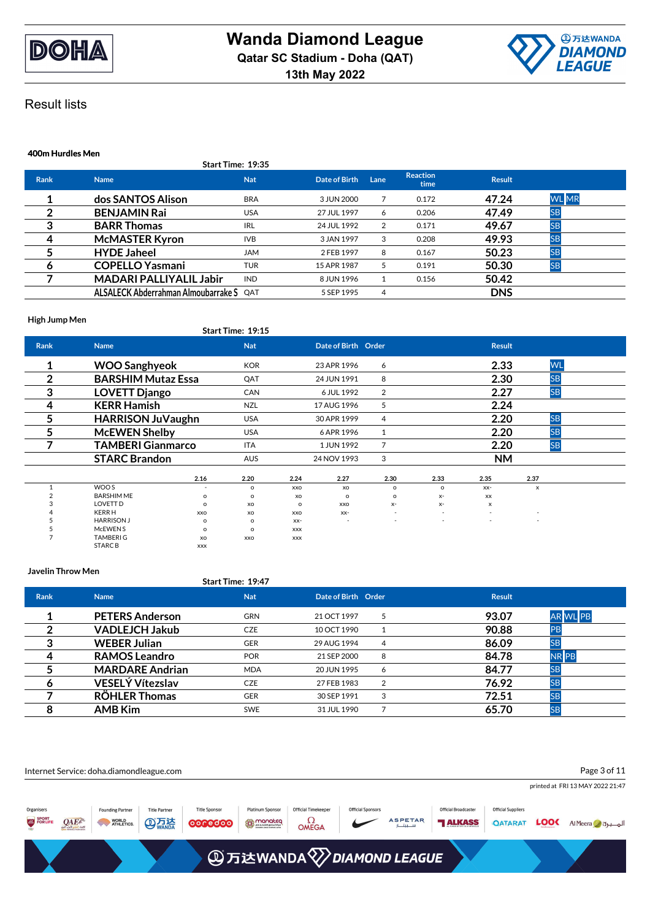# Wanda Diamond League

**Qatar SC Stadium - Doha (QAT)**

**13th May 2022**

## Result lists

### 400m Hurdles Men

Start Time: 19:35

| Rank | Name | Nat | Date of Birth | Lane | Reaction time | Result | |
|---|---|---|---|---|---|---|---|
| 1 | dos SANTOS Alison | BRA | 3 JUN 2000 | 7 | 0.172 | 47.24 | WL MR |
| 2 | BENJAMIN Rai | USA | 27 JUL 1997 | 6 | 0.206 | 47.49 | SB |
| 3 | BARR Thomas | IRL | 24 JUL 1992 | 2 | 0.171 | 49.67 | SB |
| 4 | McMASTER Kyron | IVB | 3 JAN 1997 | 3 | 0.208 | 49.93 | SB |
| 5 | HYDE Jaheel | JAM | 2 FEB 1997 | 8 | 0.167 | 50.23 | SB |
| 6 | COPELLO Yasmani | TUR | 15 APR 1987 | 5 | 0.191 | 50.30 | SB |
| 7 | MADARI PALLIYALIL Jabir | IND | 8 JUN 1996 | 1 | 0.156 | 50.42 | |
| | ALSALECK Abderrahman Almoubarrake S | QAT | 5 SEP 1995 | 4 | | DNS | |

### High Jump Men

Start Time: 19:15

| Rank | Name | Nat | Date of Birth | Order | Result | |
|---|---|---|---|---|---|---|
| 1 | WOO Sanghyeok | KOR | 23 APR 1996 | 6 | 2.33 | WL |
| 2 | BARSHIM Mutaz Essa | QAT | 24 JUN 1991 | 8 | 2.30 | SB |
| 3 | LOVETT Django | CAN | 6 JUL 1992 | 2 | 2.27 | SB |
| 4 | KERR Hamish | NZL | 17 AUG 1996 | 5 | 2.24 | |
| 5 | HARRISON JuVaughn | USA | 30 APR 1999 | 4 | 2.20 | SB |
| 5 | McEWEN Shelby | USA | 6 APR 1996 | 1 | 2.20 | SB |
| 7 | TAMBERI Gianmarco | ITA | 1 JUN 1992 | 7 | 2.20 | SB |
| | STARC Brandon | AUS | 24 NOV 1993 | 3 | NM | |

| | | 2.16 | 2.20 | 2.24 | 2.27 | 2.30 | 2.33 | 2.35 | 2.37 |
|---|---|---|---|---|---|---|---|---|---|
| 1 | WOO S | - | o | xxo | xo | o | o | xx- | x |
| 2 | BARSHIM ME | o | o | xo | o | o | x- | xx | |
| 3 | LOVETT D | o | xo | o | xxo | x- | x- | x | |
| 4 | KERR H | xxo | xo | xxo | xx- | - | - | - | - |
| 5 | HARRISON J | o | o | xx- | - | - | - | - | - |
| 5 | McEWEN S | o | o | xxx | | | | | |
| 7 | TAMBERI G | xo | xxo | xxx | | | | | |
| | STARC B | xxx | | | | | | | |

### Javelin Throw Men

Start Time: 19:47

| Rank | Name | Nat | Date of Birth | Order | Result | |
|---|---|---|---|---|---|---|
| 1 | PETERS Anderson | GRN | 21 OCT 1997 | 5 | 93.07 | AR WL PB |
| 2 | VADLEJCH Jakub | CZE | 10 OCT 1990 | 1 | 90.88 | PB |
| 3 | WEBER Julian | GER | 29 AUG 1994 | 4 | 86.09 | SB |
| 4 | RAMOS Leandro | POR | 21 SEP 2000 | 8 | 84.78 | NR PB |
| 5 | MARDARE Andrian | MDA | 20 JUN 1995 | 6 | 84.77 | SB |
| 6 | VESELÝ Vítezslav | CZE | 27 FEB 1983 | 2 | 76.92 | SB |
| 7 | RÖHLER Thomas | GER | 30 SEP 1991 | 3 | 72.51 | SB |
| 8 | AMB Kim | SWE | 31 JUL 1990 | 7 | 65.70 | SB |

Internet Service: doha.diamondleague.com

printed at FRI 13 MAY 2022 21:47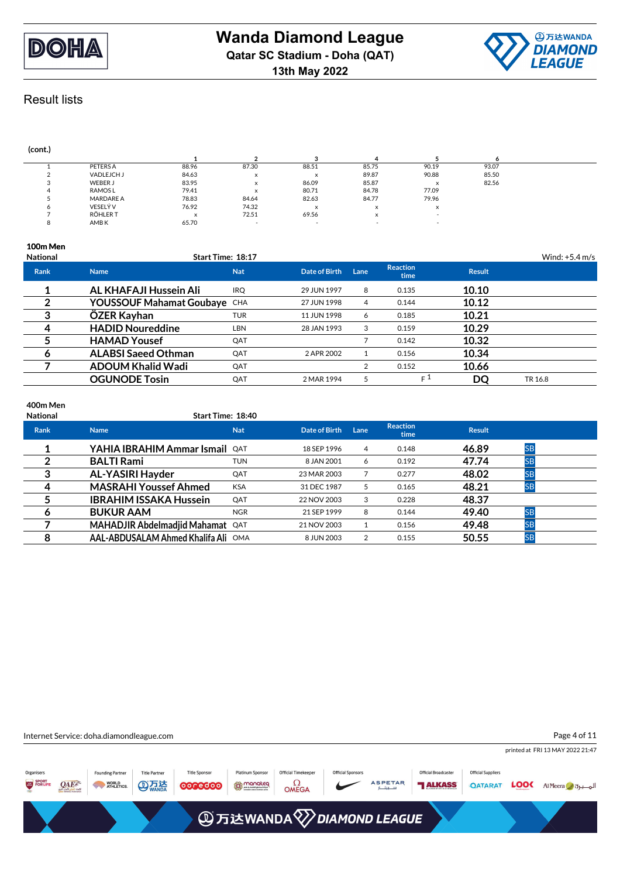# Wanda Diamond League

**Qatar SC Stadium - Doha (QAT)**

**13th May 2022**

## Result lists

(cont.)

| | | 1 | 2 | 3 | 4 | 5 | 6 |
|---|---|---|---|---|---|---|---|
| 1 | PETERS A | 88.96 | 87.30 | 88.51 | 85.75 | 90.19 | 93.07 |
| 2 | VADLEJCH J | 84.63 | x | x | 89.87 | 90.88 | 85.50 |
| 3 | WEBER J | 83.95 | x | 86.09 | 85.87 | x | 82.56 |
| 4 | RAMOS L | 79.41 | x | 80.71 | 84.78 | 77.09 | |
| 5 | MARDARE A | 78.83 | 84.64 | 82.63 | 84.77 | 79.96 | |
| 6 | VESELÝ V | 76.92 | 74.32 | x | x | x | |
| 7 | RÖHLER T | x | 72.51 | 69.56 | x | - | |
| 8 | AMB K | 65.70 | - | - | - | - | |

### 100m Men

National — Start Time: 18:17 — Wind: +5.4 m/s

| Rank | Name | Nat | Date of Birth | Lane | Reaction time | Result | |
|---|---|---|---|---|---|---|---|
| 1 | AL KHAFAJI Hussein Ali | IRQ | 29 JUN 1997 | 8 | 0.135 | 10.10 | |
| 2 | YOUSSOUF Mahamat Goubaye | CHA | 27 JUN 1998 | 4 | 0.144 | 10.12 | |
| 3 | ÖZER Kayhan | TUR | 11 JUN 1998 | 6 | 0.185 | 10.21 | |
| 4 | HADID Noureddine | LBN | 28 JAN 1993 | 3 | 0.159 | 10.29 | |
| 5 | HAMAD Yousef | QAT | | 7 | 0.142 | 10.32 | |
| 6 | ALABSI Saeed Othman | QAT | 2 APR 2002 | 1 | 0.156 | 10.34 | |
| 7 | ADOUM Khalid Wadi | QAT | | 2 | 0.152 | 10.66 | |
| | OGUNODE Tosin | QAT | 2 MAR 1994 | 5 | F 1 | DQ | TR 16.8 |

### 400m Men

National — Start Time: 18:40

| Rank | Name | Nat | Date of Birth | Lane | Reaction time | Result | |
|---|---|---|---|---|---|---|---|
| 1 | YAHIA IBRAHIM Ammar Ismail | QAT | 18 SEP 1996 | 4 | 0.148 | 46.89 | SB |
| 2 | BALTI Rami | TUN | 8 JAN 2001 | 6 | 0.192 | 47.74 | SB |
| 3 | AL-YASIRI Hayder | QAT | 23 MAR 2003 | 7 | 0.277 | 48.02 | SB |
| 4 | MASRAHI Youssef Ahmed | KSA | 31 DEC 1987 | 5 | 0.165 | 48.21 | SB |
| 5 | IBRAHIM ISSAKA Hussein | QAT | 22 NOV 2003 | 3 | 0.228 | 48.37 | |
| 6 | BUKUR AAM | NGR | 21 SEP 1999 | 8 | 0.144 | 49.40 | SB |
| 7 | MAHADJIR Abdelmadjid Mahamat | QAT | 21 NOV 2003 | 1 | 0.156 | 49.48 | SB |
| 8 | AAL-ABDUSALAM Ahmed Khalifa Ali | OMA | 8 JUN 2003 | 2 | 0.155 | 50.55 | SB |

Internet Service: doha.diamondleague.com

printed at FRI 13 MAY 2022 21:47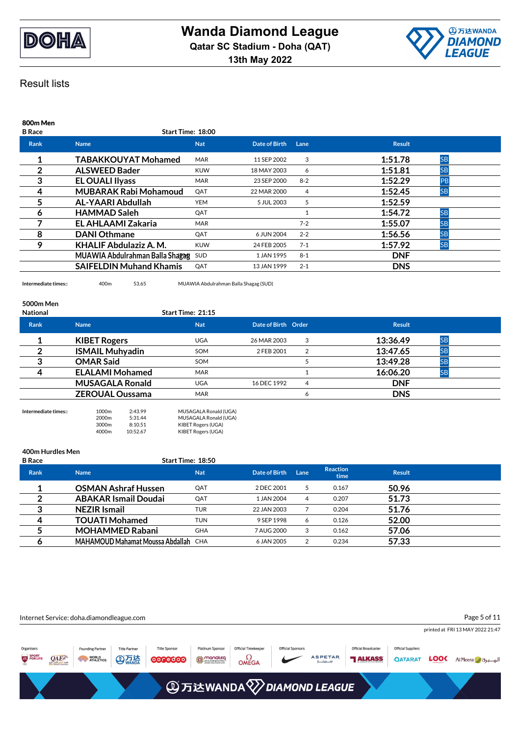# Wanda Diamond League

**Qatar SC Stadium - Doha (QAT)**

**13th May 2022**

## Result lists

### 800m Men

B Race — Start Time: 18:00

| Rank | Name | Nat | Date of Birth | Lane | Result | |
|---|---|---|---|---|---|---|
| 1 | TABAKKOUYAT Mohamed | MAR | 11 SEP 2002 | 3 | 1:51.78 | SB |
| 2 | ALSWEED Bader | KUW | 18 MAY 2003 | 6 | 1:51.81 | SB |
| 3 | EL OUALI Ilyass | MAR | 23 SEP 2000 | 8-2 | 1:52.29 | PB |
| 4 | MUBARAK Rabi Mohamoud | QAT | 22 MAR 2000 | 4 | 1:52.45 | SB |
| 5 | AL-YAARI Abdullah | YEM | 5 JUL 2003 | 5 | 1:52.59 | |
| 6 | HAMMAD Saleh | QAT | | 1 | 1:54.72 | SB |
| 7 | EL AHLAAMI Zakaria | MAR | | 7-2 | 1:55.07 | SB |
| 8 | DANI Othmane | QAT | 6 JUN 2004 | 2-2 | 1:56.56 | SB |
| 9 | KHALIF Abdulaziz A. M. | KUW | 24 FEB 2005 | 7-1 | 1:57.92 | SB |
| | MUAWIA Abdulrahman Balla Shagag | SUD | 1 JAN 1995 | 8-1 | DNF | |
| | SAIFELDIN Muhand Khamis | QAT | 13 JAN 1999 | 2-1 | DNS | |

Intermediate times:: 400m 53.65 MUAWIA Abdulrahman Balla Shagag (SUD)

### 5000m Men

National — Start Time: 21:15

| Rank | Name | Nat | Date of Birth | Order | Result | |
|---|---|---|---|---|---|---|
| 1 | KIBET Rogers | UGA | 26 MAR 2003 | 3 | 13:36.49 | SB |
| 2 | ISMAIL Muhyadin | SOM | 2 FEB 2001 | 2 | 13:47.65 | SB |
| 3 | OMAR Said | SOM | | 5 | 13:49.28 | SB |
| 4 | ELALAMI Mohamed | MAR | | 1 | 16:06.20 | SB |
| | MUSAGALA Ronald | UGA | 16 DEC 1992 | 4 | DNF | |
| | ZEROUAL Oussama | MAR | | 6 | DNS | |

Intermediate times::

| | | |
|---|---|---|
| 1000m | 2:43.99 | MUSAGALA Ronald (UGA) |
| 2000m | 5:31.44 | MUSAGALA Ronald (UGA) |
| 3000m | 8:10.51 | KIBET Rogers (UGA) |
| 4000m | 10:52.67 | KIBET Rogers (UGA) |

### 400m Hurdles Men

B Race — Start Time: 18:50

| Rank | Name | Nat | Date of Birth | Lane | Reaction time | Result |
|---|---|---|---|---|---|---|
| 1 | OSMAN Ashraf Hussen | QAT | 2 DEC 2001 | 5 | 0.167 | 50.96 |
| 2 | ABAKAR Ismail Doudai | QAT | 1 JAN 2004 | 4 | 0.207 | 51.73 |
| 3 | NEZIR Ismail | TUR | 22 JAN 2003 | 7 | 0.204 | 51.76 |
| 4 | TOUATI Mohamed | TUN | 9 SEP 1998 | 6 | 0.126 | 52.00 |
| 5 | MOHAMMED Rabani | GHA | 7 AUG 2000 | 3 | 0.162 | 57.06 |
| 6 | MAHAMOUD Mahamat Moussa Abdallah | CHA | 6 JAN 2005 | 2 | 0.234 | 57.33 |

Internet Service: doha.diamondleague.com

printed at FRI 13 MAY 2022 21:47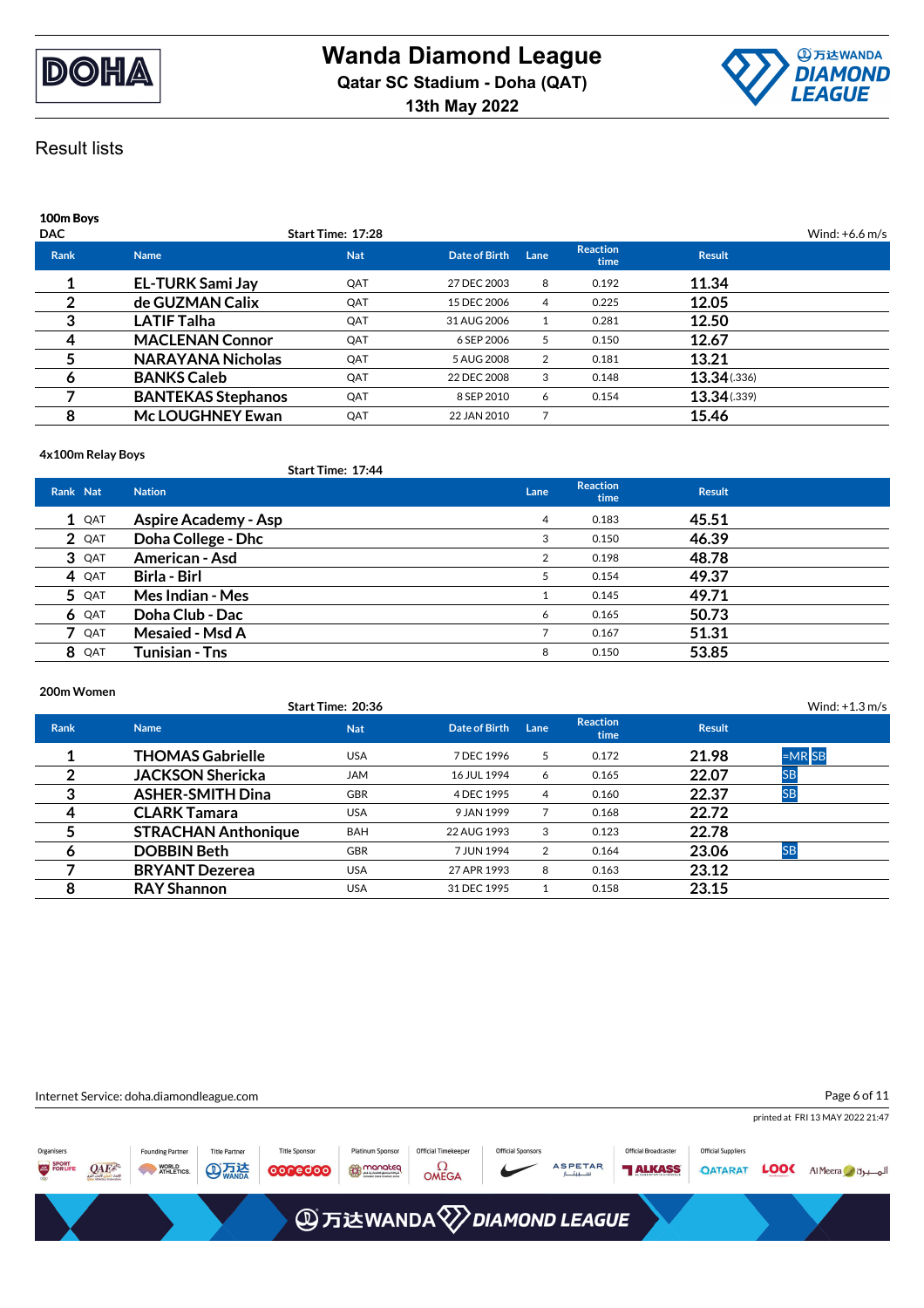# Wanda Diamond League

**Qatar SC Stadium - Doha (QAT)**

**13th May 2022**

## Result lists

### 100m Boys

DAC    Start Time: 17:28    Wind: +6.6 m/s

| Rank | Name | Nat | Date of Birth | Lane | Reaction time | Result | |
|---|---|---|---|---|---|---|---|
| 1 | EL-TURK Sami Jay | QAT | 27 DEC 2003 | 8 | 0.192 | 11.34 | |
| 2 | de GUZMAN Calix | QAT | 15 DEC 2006 | 4 | 0.225 | 12.05 | |
| 3 | LATIF Talha | QAT | 31 AUG 2006 | 1 | 0.281 | 12.50 | |
| 4 | MACLENAN Connor | QAT | 6 SEP 2006 | 5 | 0.150 | 12.67 | |
| 5 | NARAYANA Nicholas | QAT | 5 AUG 2008 | 2 | 0.181 | 13.21 | |
| 6 | BANKS Caleb | QAT | 22 DEC 2008 | 3 | 0.148 | 13.34 (.336) | |
| 7 | BANTEKAS Stephanos | QAT | 8 SEP 2010 | 6 | 0.154 | 13.34 (.339) | |
| 8 | Mc LOUGHNEY Ewan | QAT | 22 JAN 2010 | 7 | | 15.46 | |

### 4x100m Relay Boys

Start Time: 17:44

| Rank | Nat | Nation | Lane | Reaction time | Result |
|---|---|---|---|---|---|
| 1 | QAT | Aspire Academy - Asp | 4 | 0.183 | 45.51 |
| 2 | QAT | Doha College - Dhc | 3 | 0.150 | 46.39 |
| 3 | QAT | American - Asd | 2 | 0.198 | 48.78 |
| 4 | QAT | Birla - Birl | 5 | 0.154 | 49.37 |
| 5 | QAT | Mes Indian - Mes | 1 | 0.145 | 49.71 |
| 6 | QAT | Doha Club - Dac | 6 | 0.165 | 50.73 |
| 7 | QAT | Mesaied - Msd A | 7 | 0.167 | 51.31 |
| 8 | QAT | Tunisian - Tns | 8 | 0.150 | 53.85 |

### 200m Women

Start Time: 20:36    Wind: +1.3 m/s

| Rank | Name | Nat | Date of Birth | Lane | Reaction time | Result | |
|---|---|---|---|---|---|---|---|
| 1 | THOMAS Gabrielle | USA | 7 DEC 1996 | 5 | 0.172 | 21.98 | =MR SB |
| 2 | JACKSON Shericka | JAM | 16 JUL 1994 | 6 | 0.165 | 22.07 | SB |
| 3 | ASHER-SMITH Dina | GBR | 4 DEC 1995 | 4 | 0.160 | 22.37 | SB |
| 4 | CLARK Tamara | USA | 9 JAN 1999 | 7 | 0.168 | 22.72 | |
| 5 | STRACHAN Anthonique | BAH | 22 AUG 1993 | 3 | 0.123 | 22.78 | |
| 6 | DOBBIN Beth | GBR | 7 JUN 1994 | 2 | 0.164 | 23.06 | SB |
| 7 | BRYANT Dezerea | USA | 27 APR 1993 | 8 | 0.163 | 23.12 | |
| 8 | RAY Shannon | USA | 31 DEC 1995 | 1 | 0.158 | 23.15 | |

Internet Service: doha.diamondleague.com

printed at FRI 13 MAY 2022 21:47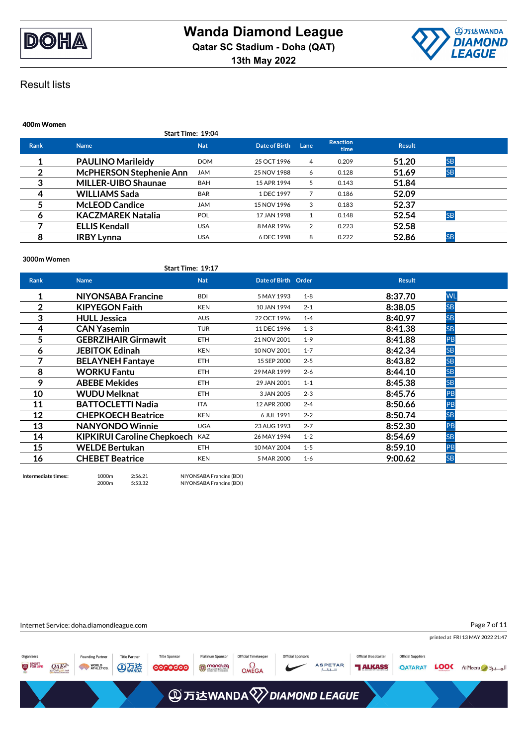# Wanda Diamond League

**Qatar SC Stadium - Doha (QAT)**

**13th May 2022**

## Result lists

### 400m Women

Start Time: 19:04

| Rank | Name | Nat | Date of Birth | Lane | Reaction time | Result | |
|---|---|---|---|---|---|---|---|
| 1 | PAULINO Marileidy | DOM | 25 OCT 1996 | 4 | 0.209 | 51.20 | SB |
| 2 | McPHERSON Stephenie Ann | JAM | 25 NOV 1988 | 6 | 0.128 | 51.69 | SB |
| 3 | MILLER-UIBO Shaunae | BAH | 15 APR 1994 | 5 | 0.143 | 51.84 | |
| 4 | WILLIAMS Sada | BAR | 1 DEC 1997 | 7 | 0.186 | 52.09 | |
| 5 | McLEOD Candice | JAM | 15 NOV 1996 | 3 | 0.183 | 52.37 | |
| 6 | KACZMAREK Natalia | POL | 17 JAN 1998 | 1 | 0.148 | 52.54 | SB |
| 7 | ELLIS Kendall | USA | 8 MAR 1996 | 2 | 0.223 | 52.58 | |
| 8 | IRBY Lynna | USA | 6 DEC 1998 | 8 | 0.222 | 52.86 | SB |

### 3000m Women

Start Time: 19:17

| Rank | Name | Nat | Date of Birth | Order | Result | |
|---|---|---|---|---|---|---|
| 1 | NIYONSABA Francine | BDI | 5 MAY 1993 | 1-8 | 8:37.70 | WL |
| 2 | KIPYEGON Faith | KEN | 10 JAN 1994 | 2-1 | 8:38.05 | SB |
| 3 | HULL Jessica | AUS | 22 OCT 1996 | 1-4 | 8:40.97 | SB |
| 4 | CAN Yasemin | TUR | 11 DEC 1996 | 1-3 | 8:41.38 | SB |
| 5 | GEBRZIHAIR Girmawit | ETH | 21 NOV 2001 | 1-9 | 8:41.88 | PB |
| 6 | JEBITOK Edinah | KEN | 10 NOV 2001 | 1-7 | 8:42.34 | SB |
| 7 | BELAYNEH Fantaye | ETH | 15 SEP 2000 | 2-5 | 8:43.82 | SB |
| 8 | WORKU Fantu | ETH | 29 MAR 1999 | 2-6 | 8:44.10 | SB |
| 9 | ABEBE Mekides | ETH | 29 JAN 2001 | 1-1 | 8:45.38 | SB |
| 10 | WUDU Melknat | ETH | 3 JAN 2005 | 2-3 | 8:45.76 | PB |
| 11 | BATTOCLETTI Nadia | ITA | 12 APR 2000 | 2-4 | 8:50.66 | PB |
| 12 | CHEPKOECH Beatrice | KEN | 6 JUL 1991 | 2-2 | 8:50.74 | SB |
| 13 | NANYONDO Winnie | UGA | 23 AUG 1993 | 2-7 | 8:52.30 | PB |
| 14 | KIPKIRUI Caroline Chepkoech | KAZ | 26 MAY 1994 | 1-2 | 8:54.69 | SB |
| 15 | WELDE Bertukan | ETH | 10 MAY 2004 | 1-5 | 8:59.10 | PB |
| 16 | CHEBET Beatrice | KEN | 5 MAR 2000 | 1-6 | 9:00.62 | SB |

**Intermediate times::**

| | | |
|---|---|---|
| 1000m | 2:56.21 | NIYONSABA Francine (BDI) |
| 2000m | 5:53.32 | NIYONSABA Francine (BDI) |

Internet Service: doha.diamondleague.com

printed at FRI 13 MAY 2022 21:47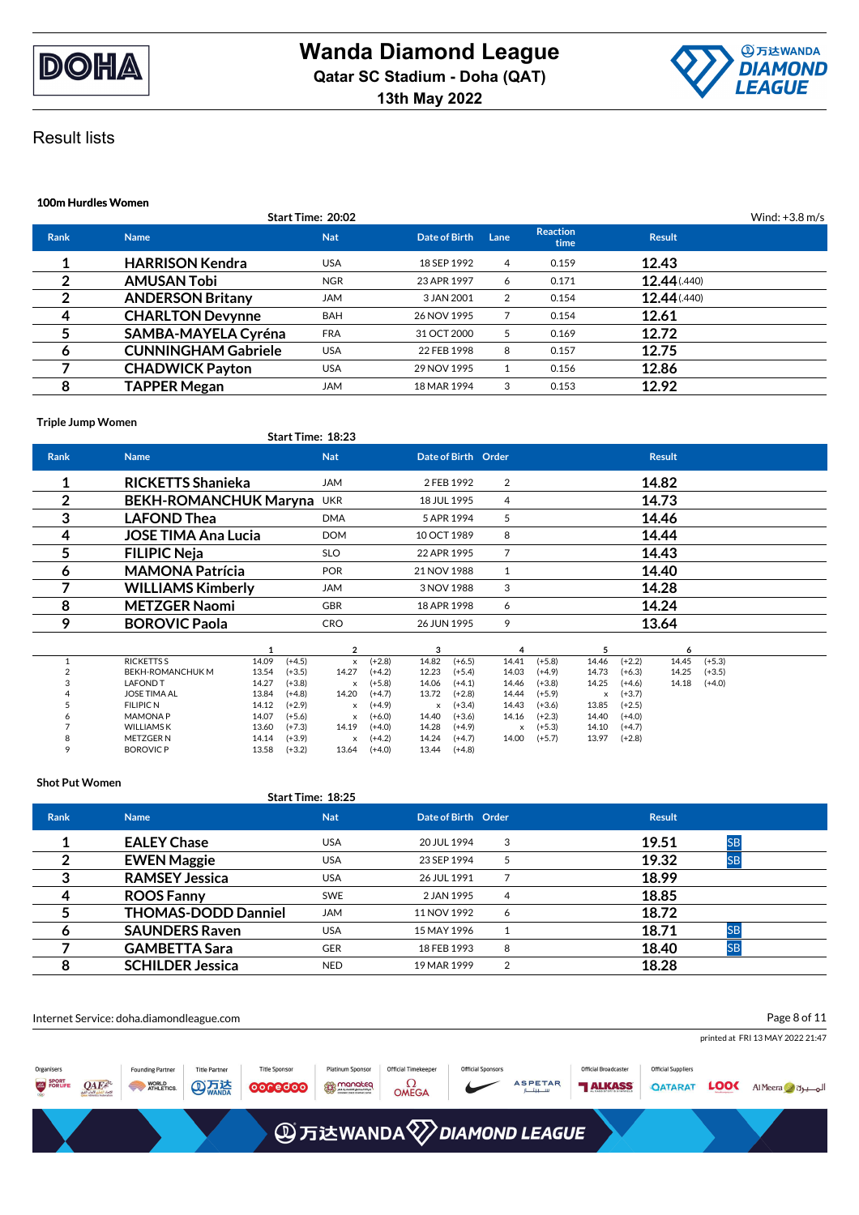# Wanda Diamond League

Qatar SC Stadium - Doha (QAT)

13th May 2022

## Result lists

### 100m Hurdles Women

Start Time: 20:02 Wind: +3.8 m/s

| Rank | Name | Nat | Date of Birth | Lane | Reaction time | Result |
|---|---|---|---|---|---|---|
| 1 | HARRISON Kendra | USA | 18 SEP 1992 | 4 | 0.159 | 12.43 |
| 2 | AMUSAN Tobi | NGR | 23 APR 1997 | 6 | 0.171 | 12.44 (.440) |
| 2 | ANDERSON Britany | JAM | 3 JAN 2001 | 2 | 0.154 | 12.44 (.440) |
| 4 | CHARLTON Devynne | BAH | 26 NOV 1995 | 7 | 0.154 | 12.61 |
| 5 | SAMBA-MAYELA Cyréna | FRA | 31 OCT 2000 | 5 | 0.169 | 12.72 |
| 6 | CUNNINGHAM Gabriele | USA | 22 FEB 1998 | 8 | 0.157 | 12.75 |
| 7 | CHADWICK Payton | USA | 29 NOV 1995 | 1 | 0.156 | 12.86 |
| 8 | TAPPER Megan | JAM | 18 MAR 1994 | 3 | 0.153 | 12.92 |

### Triple Jump Women

Start Time: 18:23

| Rank | Name | Nat | Date of Birth | Order | Result |
|---|---|---|---|---|---|
| 1 | RICKETTS Shanieka | JAM | 2 FEB 1992 | 2 | 14.82 |
| 2 | BEKH-ROMANCHUK Maryna | UKR | 18 JUL 1995 | 4 | 14.73 |
| 3 | LAFOND Thea | DMA | 5 APR 1994 | 5 | 14.46 |
| 4 | JOSE TIMA Ana Lucia | DOM | 10 OCT 1989 | 8 | 14.44 |
| 5 | FILIPIC Neja | SLO | 22 APR 1995 | 7 | 14.43 |
| 6 | MAMONA Patrícia | POR | 21 NOV 1988 | 1 | 14.40 |
| 7 | WILLIAMS Kimberly | JAM | 3 NOV 1988 | 3 | 14.28 |
| 8 | METZGER Naomi | GBR | 18 APR 1998 | 6 | 14.24 |
| 9 | BOROVIC Paola | CRO | 26 JUN 1995 | 9 | 13.64 |

| | | 1 | | 2 | | 3 | | 4 | | 5 | | 6 | |
|---|---|---|---|---|---|---|---|---|---|---|---|---|---|
| 1 | RICKETTS S | 14.09 | (+4.5) | x | (+2.8) | 14.82 | (+6.5) | 14.41 | (+5.8) | 14.46 | (+2.2) | 14.45 | (+5.3) |
| 2 | BEKH-ROMANCHUK M | 13.54 | (+3.5) | 14.27 | (+4.2) | 12.23 | (+5.4) | 14.03 | (+4.9) | 14.73 | (+6.3) | 14.25 | (+3.5) |
| 3 | LAFOND T | 14.27 | (+3.8) | x | (+5.8) | 14.06 | (+4.1) | 14.46 | (+3.8) | 14.25 | (+4.6) | 14.18 | (+4.0) |
| 4 | JOSE TIMA AL | 13.84 | (+4.8) | 14.20 | (+4.7) | 13.72 | (+2.8) | 14.44 | (+5.9) | x | (+3.7) | | |
| 5 | FILIPIC N | 14.12 | (+2.9) | x | (+4.9) | x | (+3.4) | 14.43 | (+3.6) | 13.85 | (+2.5) | | |
| 6 | MAMONA P | 14.07 | (+5.6) | x | (+6.0) | 14.40 | (+3.6) | 14.16 | (+2.3) | 14.40 | (+4.0) | | |
| 7 | WILLIAMS K | 13.60 | (+7.3) | 14.19 | (+4.0) | 14.28 | (+4.9) | x | (+5.3) | 14.10 | (+4.7) | | |
| 8 | METZGER N | 14.14 | (+3.9) | x | (+4.2) | 14.24 | (+4.7) | 14.00 | (+5.7) | 13.97 | (+2.8) | | |
| 9 | BOROVIC P | 13.58 | (+3.2) | 13.64 | (+4.0) | 13.44 | (+4.8) | | | | | | |

### Shot Put Women

Start Time: 18:25

| Rank | Name | Nat | Date of Birth | Order | Result | |
|---|---|---|---|---|---|---|
| 1 | EALEY Chase | USA | 20 JUL 1994 | 3 | 19.51 | SB |
| 2 | EWEN Maggie | USA | 23 SEP 1994 | 5 | 19.32 | SB |
| 3 | RAMSEY Jessica | USA | 26 JUL 1991 | 7 | 18.99 | |
| 4 | ROOS Fanny | SWE | 2 JAN 1995 | 4 | 18.85 | |
| 5 | THOMAS-DODD Danniel | JAM | 11 NOV 1992 | 6 | 18.72 | |
| 6 | SAUNDERS Raven | USA | 15 MAY 1996 | 1 | 18.71 | SB |
| 7 | GAMBETTA Sara | GER | 18 FEB 1993 | 8 | 18.40 | SB |
| 8 | SCHILDER Jessica | NED | 19 MAR 1999 | 2 | 18.28 | |

Internet Service: doha.diamondleague.com

printed at FRI 13 MAY 2022 21:47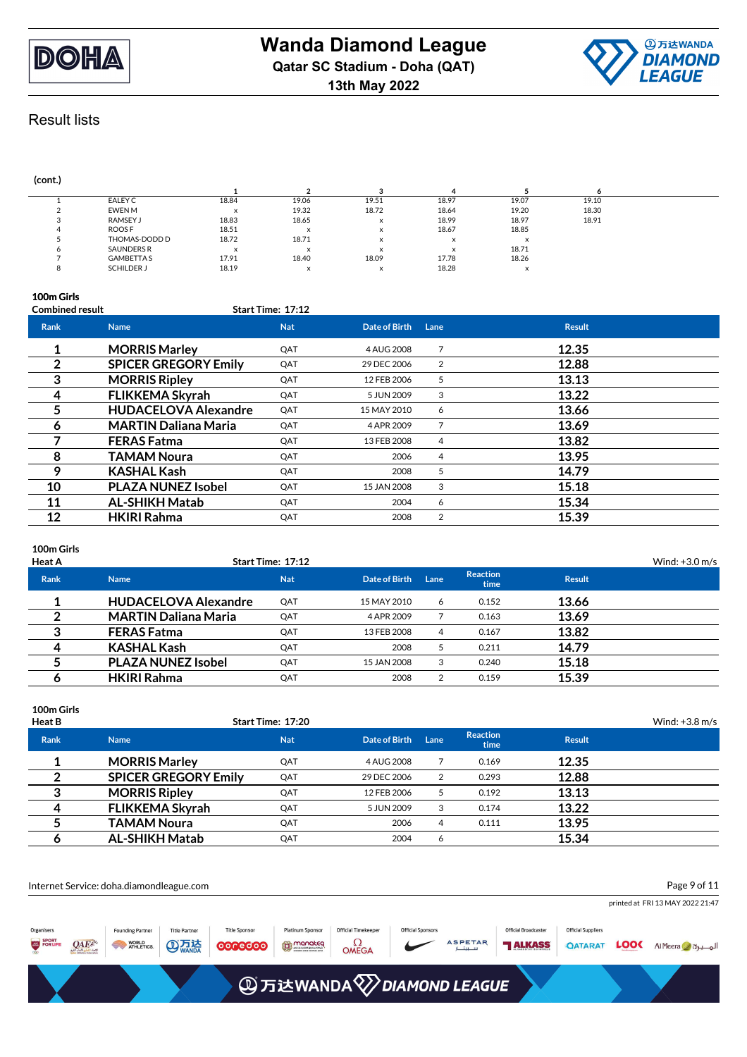# Wanda Diamond League

## Qatar SC Stadium - Doha (QAT)

## 13th May 2022

## Result lists

(cont.)

| | | 1 | 2 | 3 | 4 | 5 | 6 |
|---|---|---|---|---|---|---|---|
| 1 | EALEY C | 18.84 | 19.06 | 19.51 | 18.97 | 19.07 | 19.10 |
| 2 | EWEN M | x | 19.32 | 18.72 | 18.64 | 19.20 | 18.30 |
| 3 | RAMSEY J | 18.83 | 18.65 | x | 18.99 | 18.97 | 18.91 |
| 4 | ROOS F | 18.51 | x | x | 18.67 | 18.85 | |
| 5 | THOMAS-DODD D | 18.72 | 18.71 | x | x | x | |
| 6 | SAUNDERS R | x | x | x | x | 18.71 | |
| 7 | GAMBETTA S | 17.91 | 18.40 | 18.09 | 17.78 | 18.26 | |
| 8 | SCHILDER J | 18.19 | x | x | 18.28 | x | |

### 100m Girls

**Combined result** — Start Time: 17:12

| Rank | Name | Nat | Date of Birth | Lane | Result |
|---|---|---|---|---|---|
| 1 | MORRIS Marley | QAT | 4 AUG 2008 | 7 | 12.35 |
| 2 | SPICER GREGORY Emily | QAT | 29 DEC 2006 | 2 | 12.88 |
| 3 | MORRIS Ripley | QAT | 12 FEB 2006 | 5 | 13.13 |
| 4 | FLIKKEMA Skyrah | QAT | 5 JUN 2009 | 3 | 13.22 |
| 5 | HUDACELOVA Alexandre | QAT | 15 MAY 2010 | 6 | 13.66 |
| 6 | MARTIN Daliana Maria | QAT | 4 APR 2009 | 7 | 13.69 |
| 7 | FERAS Fatma | QAT | 13 FEB 2008 | 4 | 13.82 |
| 8 | TAMAM Noura | QAT | 2006 | 4 | 13.95 |
| 9 | KASHAL Kash | QAT | 2008 | 5 | 14.79 |
| 10 | PLAZA NUNEZ Isobel | QAT | 15 JAN 2008 | 3 | 15.18 |
| 11 | AL-SHIKH Matab | QAT | 2004 | 6 | 15.34 |
| 12 | HKIRI Rahma | QAT | 2008 | 2 | 15.39 |

### 100m Girls

**Heat A** — Start Time: 17:12 — Wind: +3.0 m/s

| Rank | Name | Nat | Date of Birth | Lane | Reaction time | Result |
|---|---|---|---|---|---|---|
| 1 | HUDACELOVA Alexandre | QAT | 15 MAY 2010 | 6 | 0.152 | 13.66 |
| 2 | MARTIN Daliana Maria | QAT | 4 APR 2009 | 7 | 0.163 | 13.69 |
| 3 | FERAS Fatma | QAT | 13 FEB 2008 | 4 | 0.167 | 13.82 |
| 4 | KASHAL Kash | QAT | 2008 | 5 | 0.211 | 14.79 |
| 5 | PLAZA NUNEZ Isobel | QAT | 15 JAN 2008 | 3 | 0.240 | 15.18 |
| 6 | HKIRI Rahma | QAT | 2008 | 2 | 0.159 | 15.39 |

### 100m Girls

**Heat B** — Start Time: 17:20 — Wind: +3.8 m/s

| Rank | Name | Nat | Date of Birth | Lane | Reaction time | Result |
|---|---|---|---|---|---|---|
| 1 | MORRIS Marley | QAT | 4 AUG 2008 | 7 | 0.169 | 12.35 |
| 2 | SPICER GREGORY Emily | QAT | 29 DEC 2006 | 2 | 0.293 | 12.88 |
| 3 | MORRIS Ripley | QAT | 12 FEB 2006 | 5 | 0.192 | 13.13 |
| 4 | FLIKKEMA Skyrah | QAT | 5 JUN 2009 | 3 | 0.174 | 13.22 |
| 5 | TAMAM Noura | QAT | 2006 | 4 | 0.111 | 13.95 |
| 6 | AL-SHIKH Matab | QAT | 2004 | 6 | | 15.34 |

Internet Service: doha.diamondleague.com

printed at FRI 13 MAY 2022 21:47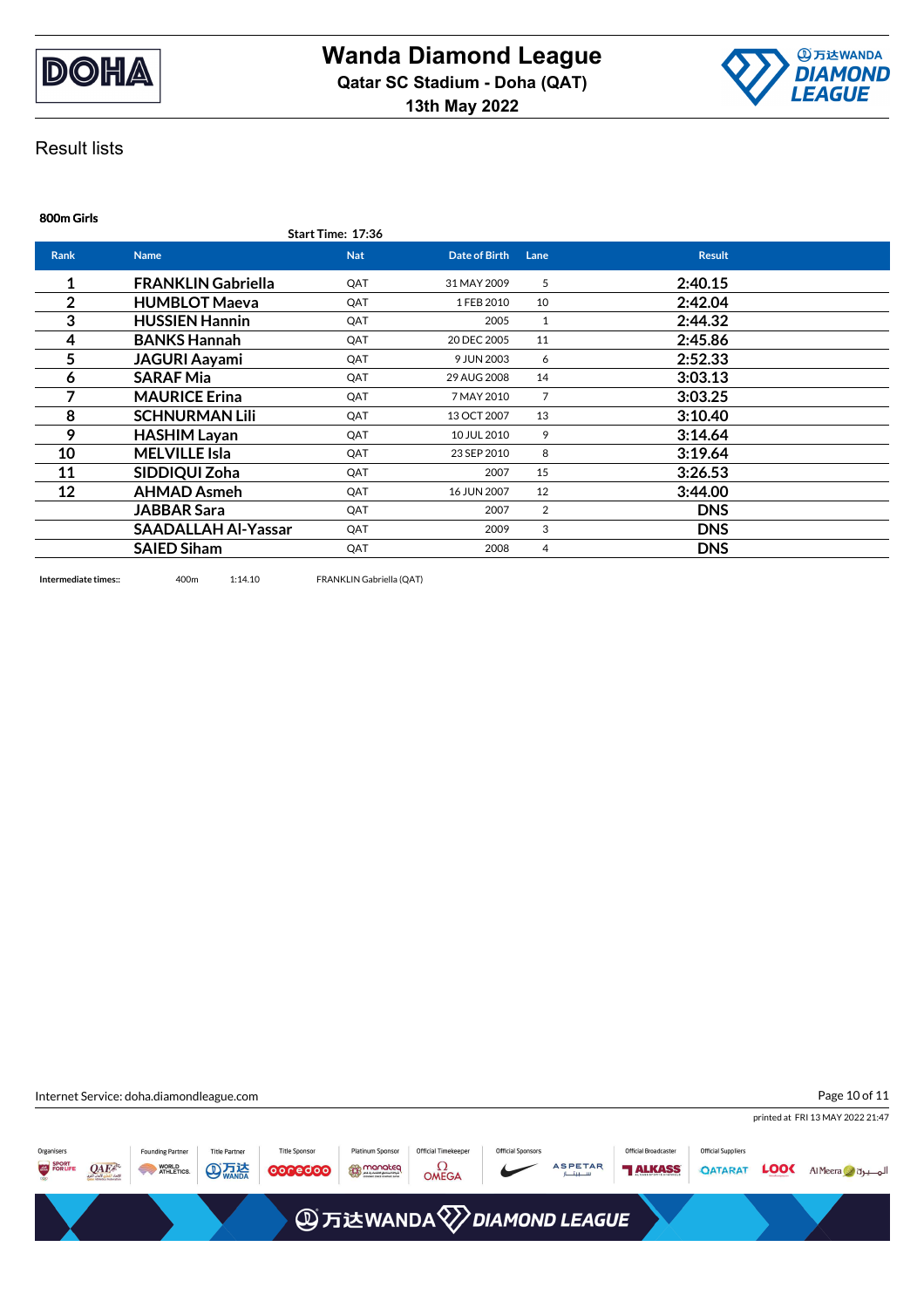# Wanda Diamond League

**Qatar SC Stadium - Doha (QAT)**

**13th May 2022**

## Result lists

### 800m Girls

**Start Time: 17:36**

| Rank | Name | Nat | Date of Birth | Lane | Result |
|---|---|---|---|---|---|
| 1 | FRANKLIN Gabriella | QAT | 31 MAY 2009 | 5 | 2:40.15 |
| 2 | HUMBLOT Maeva | QAT | 1 FEB 2010 | 10 | 2:42.04 |
| 3 | HUSSIEN Hannin | QAT | 2005 | 1 | 2:44.32 |
| 4 | BANKS Hannah | QAT | 20 DEC 2005 | 11 | 2:45.86 |
| 5 | JAGURI Aayami | QAT | 9 JUN 2003 | 6 | 2:52.33 |
| 6 | SARAF Mia | QAT | 29 AUG 2008 | 14 | 3:03.13 |
| 7 | MAURICE Erina | QAT | 7 MAY 2010 | 7 | 3:03.25 |
| 8 | SCHNURMAN Lili | QAT | 13 OCT 2007 | 13 | 3:10.40 |
| 9 | HASHIM Layan | QAT | 10 JUL 2010 | 9 | 3:14.64 |
| 10 | MELVILLE Isla | QAT | 23 SEP 2010 | 8 | 3:19.64 |
| 11 | SIDDIQUI Zoha | QAT | 2007 | 15 | 3:26.53 |
| 12 | AHMAD Asmeh | QAT | 16 JUN 2007 | 12 | 3:44.00 |
| | JABBAR Sara | QAT | 2007 | 2 | DNS |
| | SAADALLAH Al-Yassar | QAT | 2009 | 3 | DNS |
| | SAIED Siham | QAT | 2008 | 4 | DNS |

**Intermediate times::** 400m 1:14.10 FRANKLIN Gabriella (QAT)

Internet Service: doha.diamondleague.com

printed at FRI 13 MAY 2022 21:47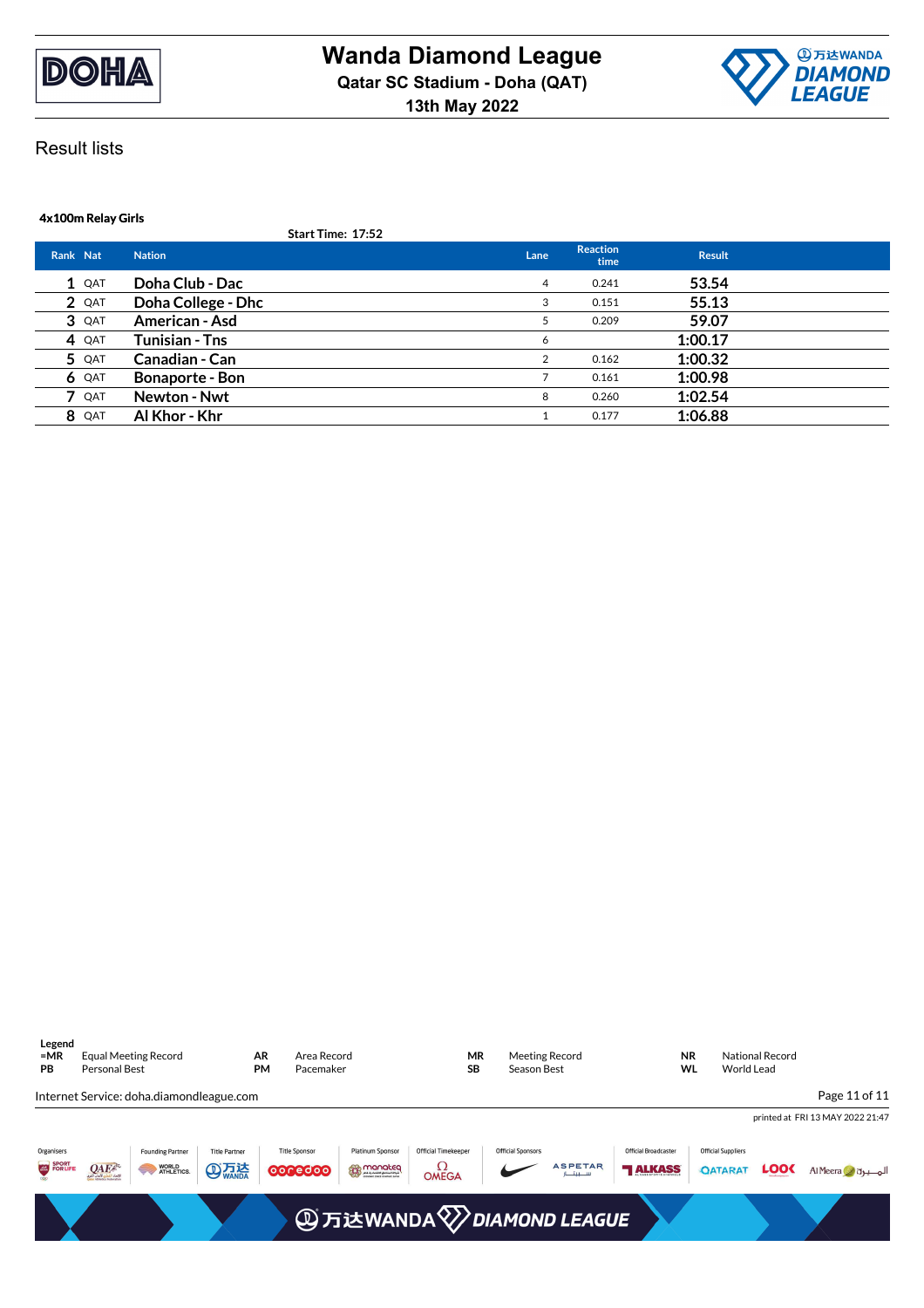# Wanda Diamond League

**Qatar SC Stadium - Doha (QAT)**

**13th May 2022**

## Result lists

### 4x100m Relay Girls

Start Time: 17:52

| Rank | Nat | Nation | Lane | Reaction time | Result |
|---|---|---|---|---|---|
| 1 | QAT | Doha Club - Dac | 4 | 0.241 | 53.54 |
| 2 | QAT | Doha College - Dhc | 3 | 0.151 | 55.13 |
| 3 | QAT | American - Asd | 5 | 0.209 | 59.07 |
| 4 | QAT | Tunisian - Tns | 6 | | 1:00.17 |
| 5 | QAT | Canadian - Can | 2 | 0.162 | 1:00.32 |
| 6 | QAT | Bonaporte - Bon | 7 | 0.161 | 1:00.98 |
| 7 | QAT | Newton - Nwt | 8 | 0.260 | 1:02.54 |
| 8 | QAT | Al Khor - Khr | 1 | 0.177 | 1:06.88 |

**Legend**

| | | | | | | | |
|---|---|---|---|---|---|---|---|
| =MR | Equal Meeting Record | AR | Area Record | MR | Meeting Record | NR | National Record |
| PB | Personal Best | PM | Pacemaker | SB | Season Best | WL | World Lead |

Internet Service: doha.diamondleague.com

printed at FRI 13 MAY 2022 21:47